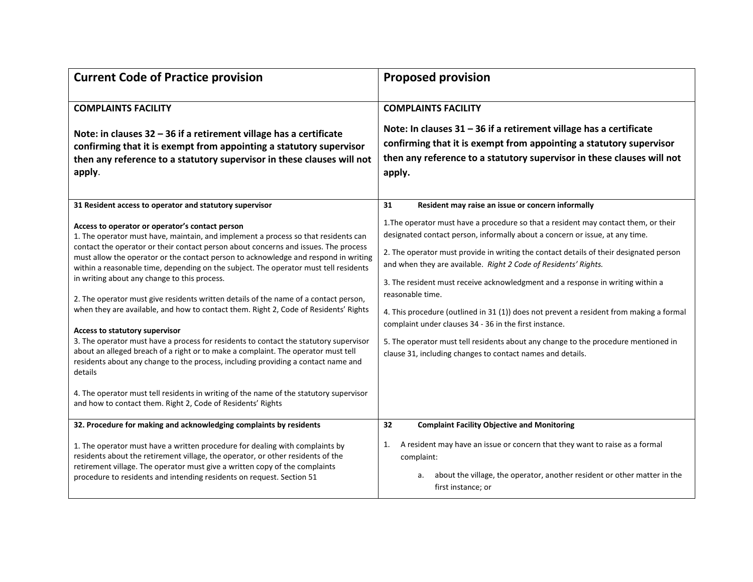| Current Code of Practice provision | Proposed provision |
| --- | --- |
| **COMPLAINTS FACILITY**<br><br>**Note: in clauses 32 – 36 if a retirement village has a certificate confirming that it is exempt from appointing a statutory supervisor then any reference to a statutory supervisor in these clauses will not apply**. | **COMPLAINTS FACILITY**<br><br>**Note: In clauses 31 – 36 if a retirement village has a certificate confirming that it is exempt from appointing a statutory supervisor then any reference to a statutory supervisor in these clauses will not apply.** |
| **31 Resident access to operator and statutory supervisor**<br><br>**Access to operator or operator's contact person**<br>1. The operator must have, maintain, and implement a process so that residents can contact the operator or their contact person about concerns and issues. The process must allow the operator or the contact person to acknowledge and respond in writing within a reasonable time, depending on the subject. The operator must tell residents in writing about any change to this process.<br><br>2. The operator must give residents written details of the name of a contact person, when they are available, and how to contact them. Right 2, Code of Residents' Rights<br><br>**Access to statutory supervisor**<br>3. The operator must have a process for residents to contact the statutory supervisor about an alleged breach of a right or to make a complaint. The operator must tell residents about any change to the process, including providing a contact name and details<br><br>4. The operator must tell residents in writing of the name of the statutory supervisor and how to contact them. Right 2, Code of Residents' Rights | **31 Resident may raise an issue or concern informally**<br><br>1.The operator must have a procedure so that a resident may contact them, or their designated contact person, informally about a concern or issue, at any time.<br><br>2. The operator must provide in writing the contact details of their designated person and when they are available. *Right 2 Code of Residents' Rights.*<br><br>3. The resident must receive acknowledgment and a response in writing within a reasonable time.<br><br>4. This procedure (outlined in 31 (1)) does not prevent a resident from making a formal complaint under clauses 34 - 36 in the first instance.<br><br>5. The operator must tell residents about any change to the procedure mentioned in clause 31, including changes to contact names and details. |
| **32. Procedure for making and acknowledging complaints by residents**<br><br>1. The operator must have a written procedure for dealing with complaints by residents about the retirement village, the operator, or other residents of the retirement village. The operator must give a written copy of the complaints procedure to residents and intending residents on request. Section 51 | **32 Complaint Facility Objective and Monitoring**<br><br>1. A resident may have an issue or concern that they want to raise as a formal complaint:<br><br>a. about the village, the operator, another resident or other matter in the first instance; or |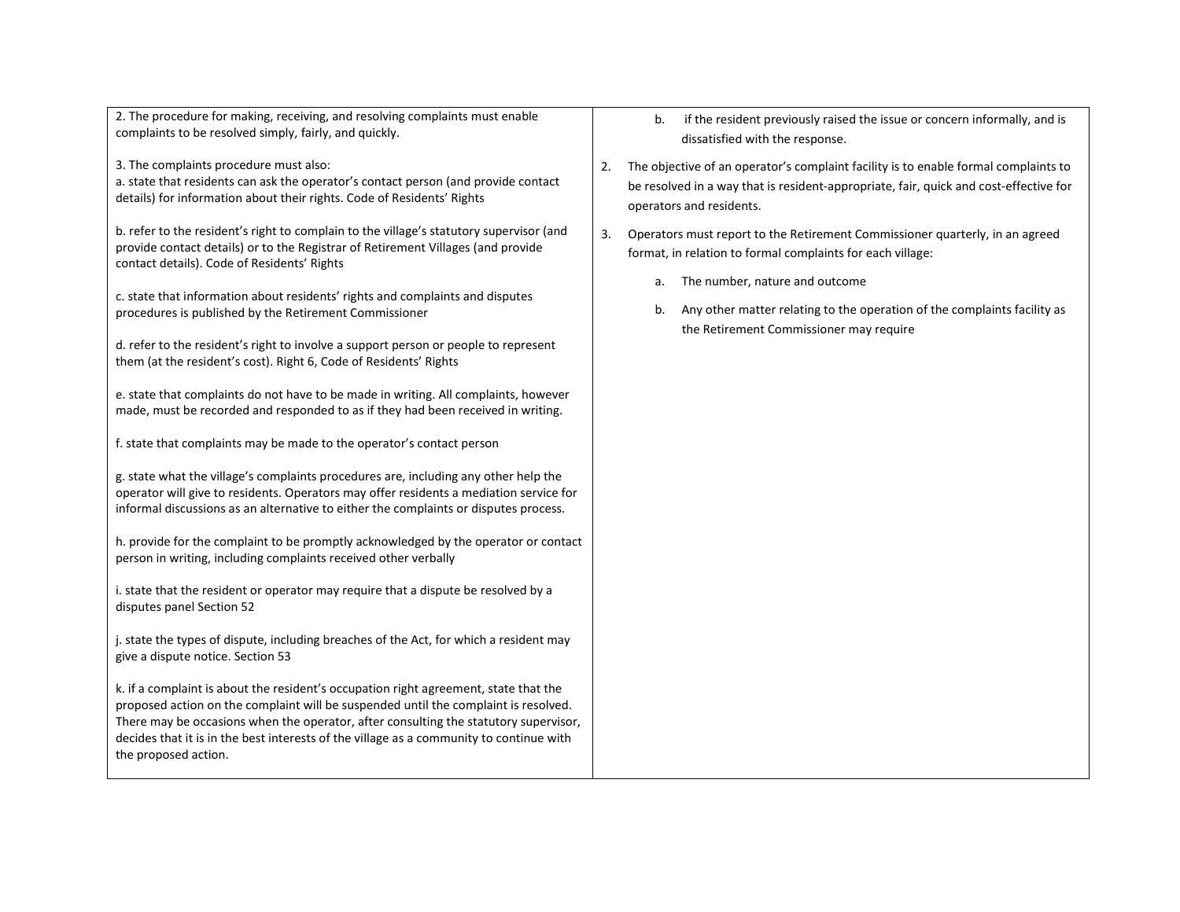| | |
|---|---|
| 2. The procedure for making, receiving, and resolving complaints must enable complaints to be resolved simply, fairly, and quickly.<br><br>3. The complaints procedure must also:<br>a. state that residents can ask the operator's contact person (and provide contact details) for information about their rights. Code of Residents' Rights<br><br>b. refer to the resident's right to complain to the village's statutory supervisor (and provide contact details) or to the Registrar of Retirement Villages (and provide contact details). Code of Residents' Rights<br><br>c. state that information about residents' rights and complaints and disputes procedures is published by the Retirement Commissioner<br><br>d. refer to the resident's right to involve a support person or people to represent them (at the resident's cost). Right 6, Code of Residents' Rights<br><br>e. state that complaints do not have to be made in writing. All complaints, however made, must be recorded and responded to as if they had been received in writing.<br><br>f. state that complaints may be made to the operator's contact person<br><br>g. state what the village's complaints procedures are, including any other help the operator will give to residents. Operators may offer residents a mediation service for informal discussions as an alternative to either the complaints or disputes process.<br><br>h. provide for the complaint to be promptly acknowledged by the operator or contact person in writing, including complaints received other verbally<br><br>i. state that the resident or operator may require that a dispute be resolved by a disputes panel Section 52<br><br>j. state the types of dispute, including breaches of the Act, for which a resident may give a dispute notice. Section 53<br><br>k. if a complaint is about the resident's occupation right agreement, state that the proposed action on the complaint will be suspended until the complaint is resolved. There may be occasions when the operator, after consulting the statutory supervisor, decides that it is in the best interests of the village as a community to continue with the proposed action. | b. if the resident previously raised the issue or concern informally, and is dissatisfied with the response.<br><br>2. The objective of an operator's complaint facility is to enable formal complaints to be resolved in a way that is resident-appropriate, fair, quick and cost-effective for operators and residents.<br><br>3. Operators must report to the Retirement Commissioner quarterly, in an agreed format, in relation to formal complaints for each village:<br><br>a. The number, nature and outcome<br><br>b. Any other matter relating to the operation of the complaints facility as the Retirement Commissioner may require |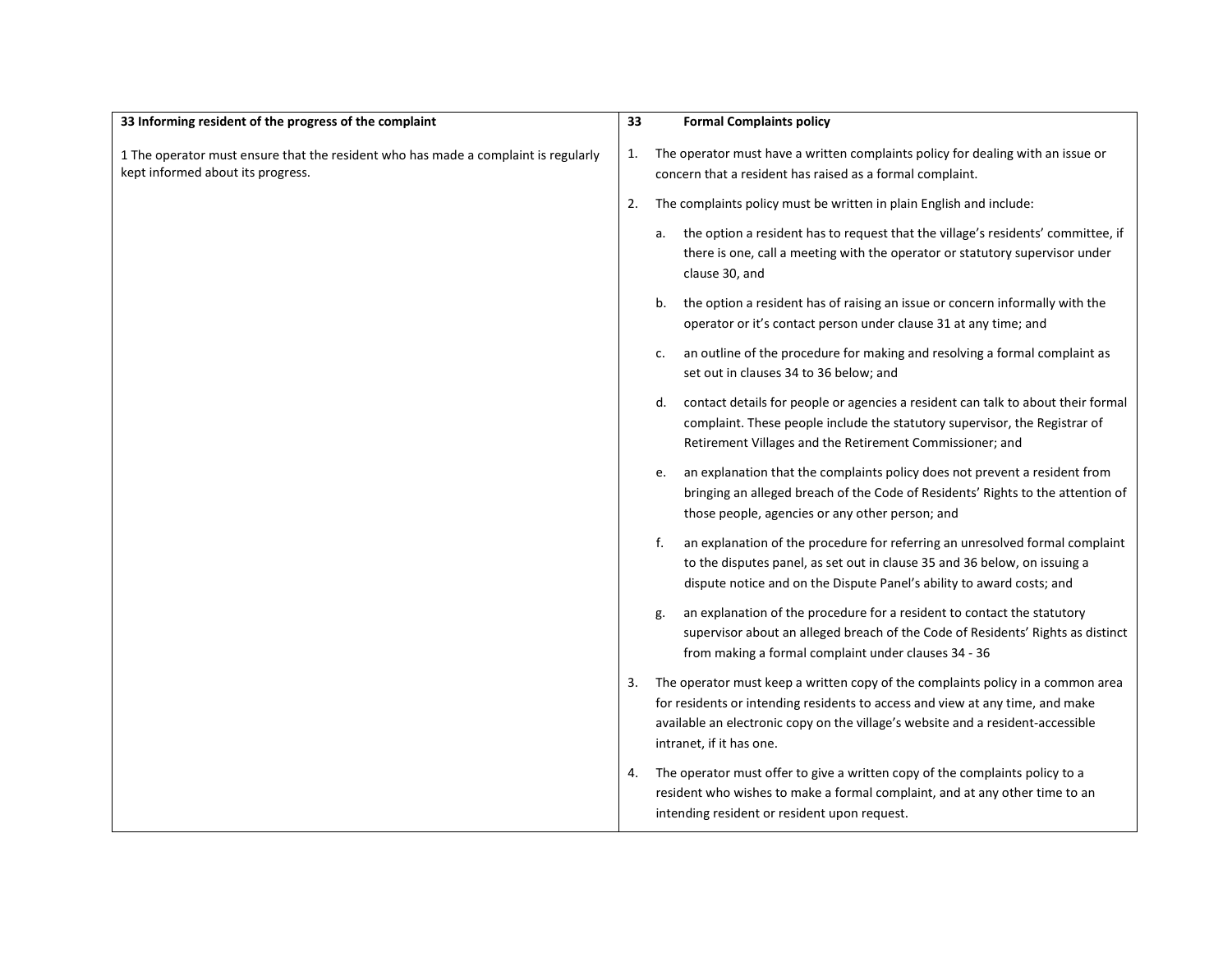| 33 Informing resident of the progress of the complaint | 33 Formal Complaints policy |
| --- | --- |
| 1 The operator must ensure that the resident who has made a complaint is regularly kept informed about its progress. | 1. The operator must have a written complaints policy for dealing with an issue or concern that a resident has raised as a formal complaint.<br><br>2. The complaints policy must be written in plain English and include:<br><br>a. the option a resident has to request that the village's residents' committee, if there is one, call a meeting with the operator or statutory supervisor under clause 30, and<br><br>b. the option a resident has of raising an issue or concern informally with the operator or it's contact person under clause 31 at any time; and<br><br>c. an outline of the procedure for making and resolving a formal complaint as set out in clauses 34 to 36 below; and<br><br>d. contact details for people or agencies a resident can talk to about their formal complaint. These people include the statutory supervisor, the Registrar of Retirement Villages and the Retirement Commissioner; and<br><br>e. an explanation that the complaints policy does not prevent a resident from bringing an alleged breach of the Code of Residents' Rights to the attention of those people, agencies or any other person; and<br><br>f. an explanation of the procedure for referring an unresolved formal complaint to the disputes panel, as set out in clause 35 and 36 below, on issuing a dispute notice and on the Dispute Panel's ability to award costs; and<br><br>g. an explanation of the procedure for a resident to contact the statutory supervisor about an alleged breach of the Code of Residents' Rights as distinct from making a formal complaint under clauses 34 - 36<br><br>3. The operator must keep a written copy of the complaints policy in a common area for residents or intending residents to access and view at any time, and make available an electronic copy on the village's website and a resident-accessible intranet, if it has one.<br><br>4. The operator must offer to give a written copy of the complaints policy to a resident who wishes to make a formal complaint, and at any other time to an intending resident or resident upon request. |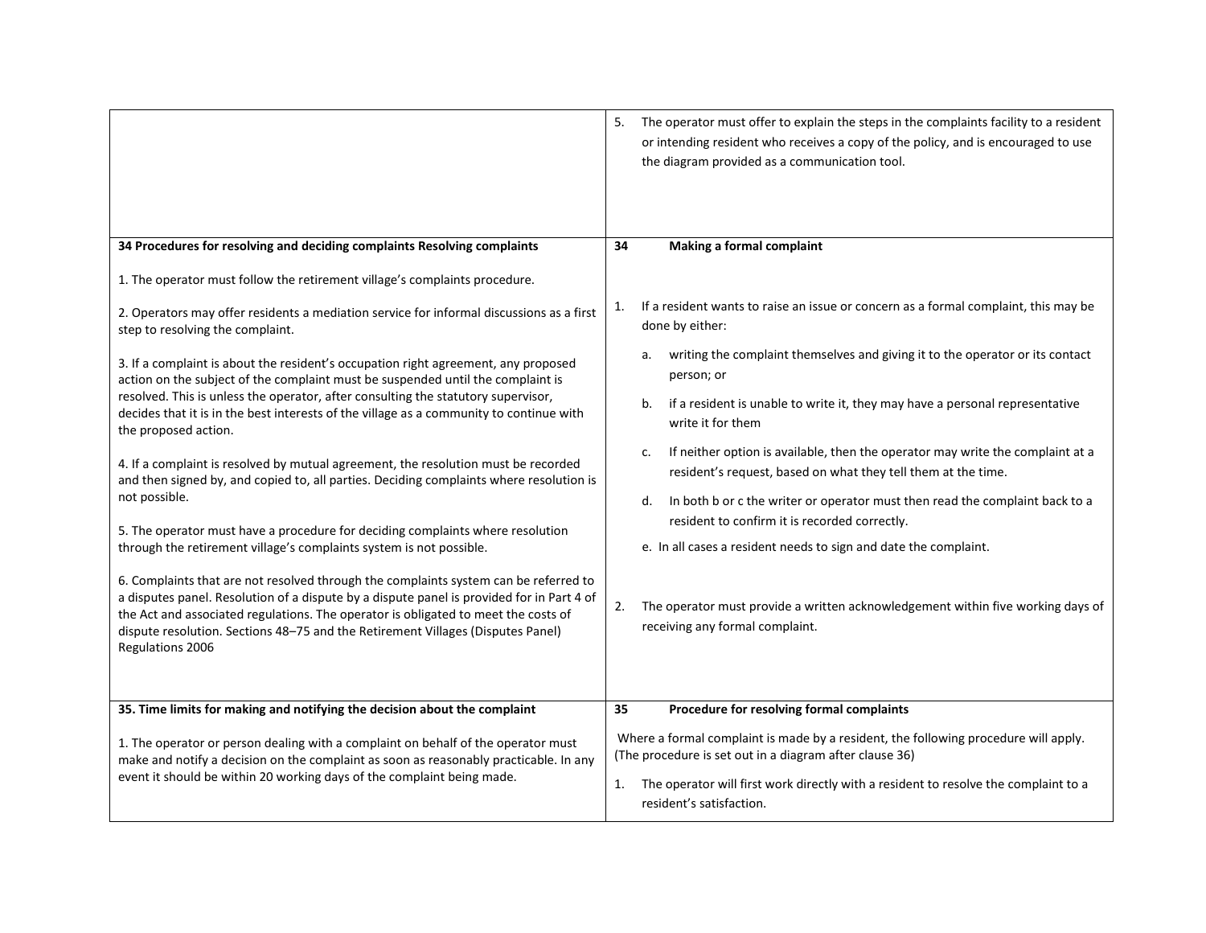| | |
|---|---|
| | 5. The operator must offer to explain the steps in the complaints facility to a resident or intending resident who receives a copy of the policy, and is encouraged to use the diagram provided as a communication tool. |
| **34 Procedures for resolving and deciding complaints Resolving complaints**<br><br>1. The operator must follow the retirement village's complaints procedure.<br><br>2. Operators may offer residents a mediation service for informal discussions as a first step to resolving the complaint.<br><br>3. If a complaint is about the resident's occupation right agreement, any proposed action on the subject of the complaint must be suspended until the complaint is resolved. This is unless the operator, after consulting the statutory supervisor, decides that it is in the best interests of the village as a community to continue with the proposed action.<br><br>4. If a complaint is resolved by mutual agreement, the resolution must be recorded and then signed by, and copied to, all parties. Deciding complaints where resolution is not possible.<br><br>5. The operator must have a procedure for deciding complaints where resolution through the retirement village's complaints system is not possible.<br><br>6. Complaints that are not resolved through the complaints system can be referred to a disputes panel. Resolution of a dispute by a dispute panel is provided for in Part 4 of the Act and associated regulations. The operator is obligated to meet the costs of dispute resolution. Sections 48–75 and the Retirement Villages (Disputes Panel) Regulations 2006 | **34 Making a formal complaint**<br><br>1. If a resident wants to raise an issue or concern as a formal complaint, this may be done by either:<br>a. writing the complaint themselves and giving it to the operator or its contact person; or<br>b. if a resident is unable to write it, they may have a personal representative write it for them<br>c. If neither option is available, then the operator may write the complaint at a resident's request, based on what they tell them at the time.<br>d. In both b or c the writer or operator must then read the complaint back to a resident to confirm it is recorded correctly.<br>e. In all cases a resident needs to sign and date the complaint.<br><br>2. The operator must provide a written acknowledgement within five working days of receiving any formal complaint. |
| **35. Time limits for making and notifying the decision about the complaint**<br><br>1. The operator or person dealing with a complaint on behalf of the operator must make and notify a decision on the complaint as soon as reasonably practicable. In any event it should be within 20 working days of the complaint being made. | **35 Procedure for resolving formal complaints**<br><br>Where a formal complaint is made by a resident, the following procedure will apply. (The procedure is set out in a diagram after clause 36)<br><br>1. The operator will first work directly with a resident to resolve the complaint to a resident's satisfaction. |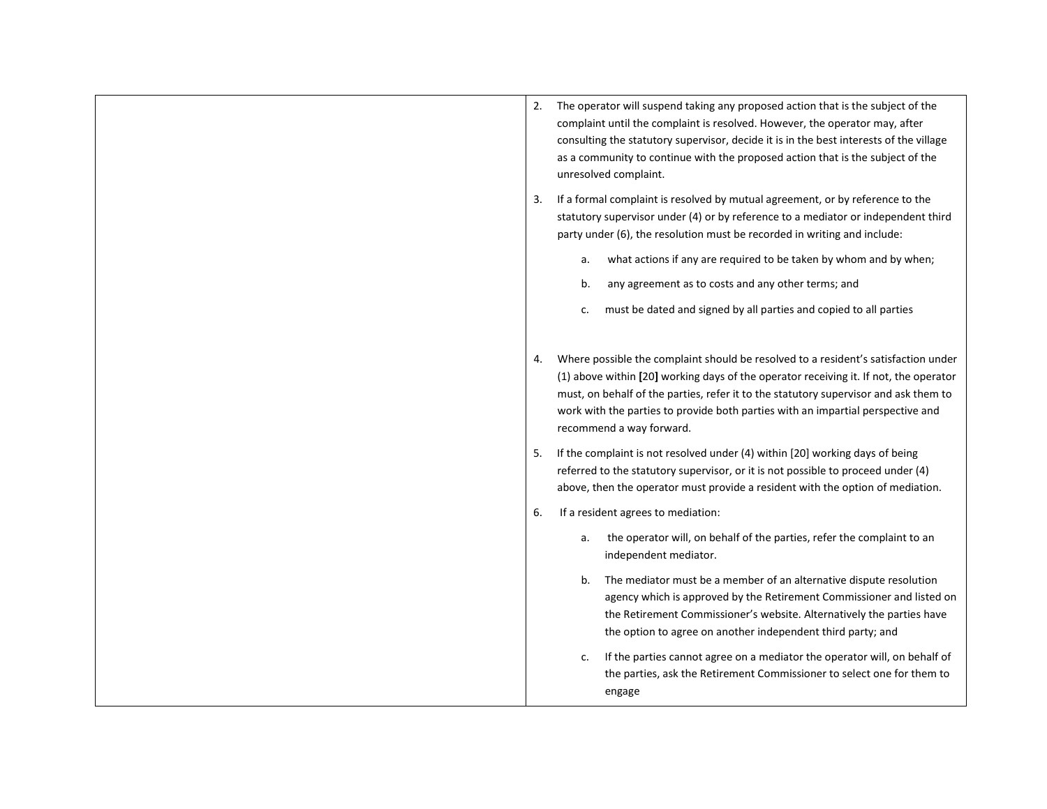| | |
|---|---|
| | 2. The operator will suspend taking any proposed action that is the subject of the complaint until the complaint is resolved. However, the operator may, after consulting the statutory supervisor, decide it is in the best interests of the village as a community to continue with the proposed action that is the subject of the unresolved complaint.<br><br>3. If a formal complaint is resolved by mutual agreement, or by reference to the statutory supervisor under (4) or by reference to a mediator or independent third party under (6), the resolution must be recorded in writing and include:<br>a. what actions if any are required to be taken by whom and by when;<br>b. any agreement as to costs and any other terms; and<br>c. must be dated and signed by all parties and copied to all parties<br><br>4. Where possible the complaint should be resolved to a resident's satisfaction under (1) above within [20] working days of the operator receiving it. If not, the operator must, on behalf of the parties, refer it to the statutory supervisor and ask them to work with the parties to provide both parties with an impartial perspective and recommend a way forward.<br><br>5. If the complaint is not resolved under (4) within [20] working days of being referred to the statutory supervisor, or it is not possible to proceed under (4) above, then the operator must provide a resident with the option of mediation.<br><br>6. If a resident agrees to mediation:<br>a. the operator will, on behalf of the parties, refer the complaint to an independent mediator.<br>b. The mediator must be a member of an alternative dispute resolution agency which is approved by the Retirement Commissioner and listed on the Retirement Commissioner's website. Alternatively the parties have the option to agree on another independent third party; and<br>c. If the parties cannot agree on a mediator the operator will, on behalf of the parties, ask the Retirement Commissioner to select one for them to engage |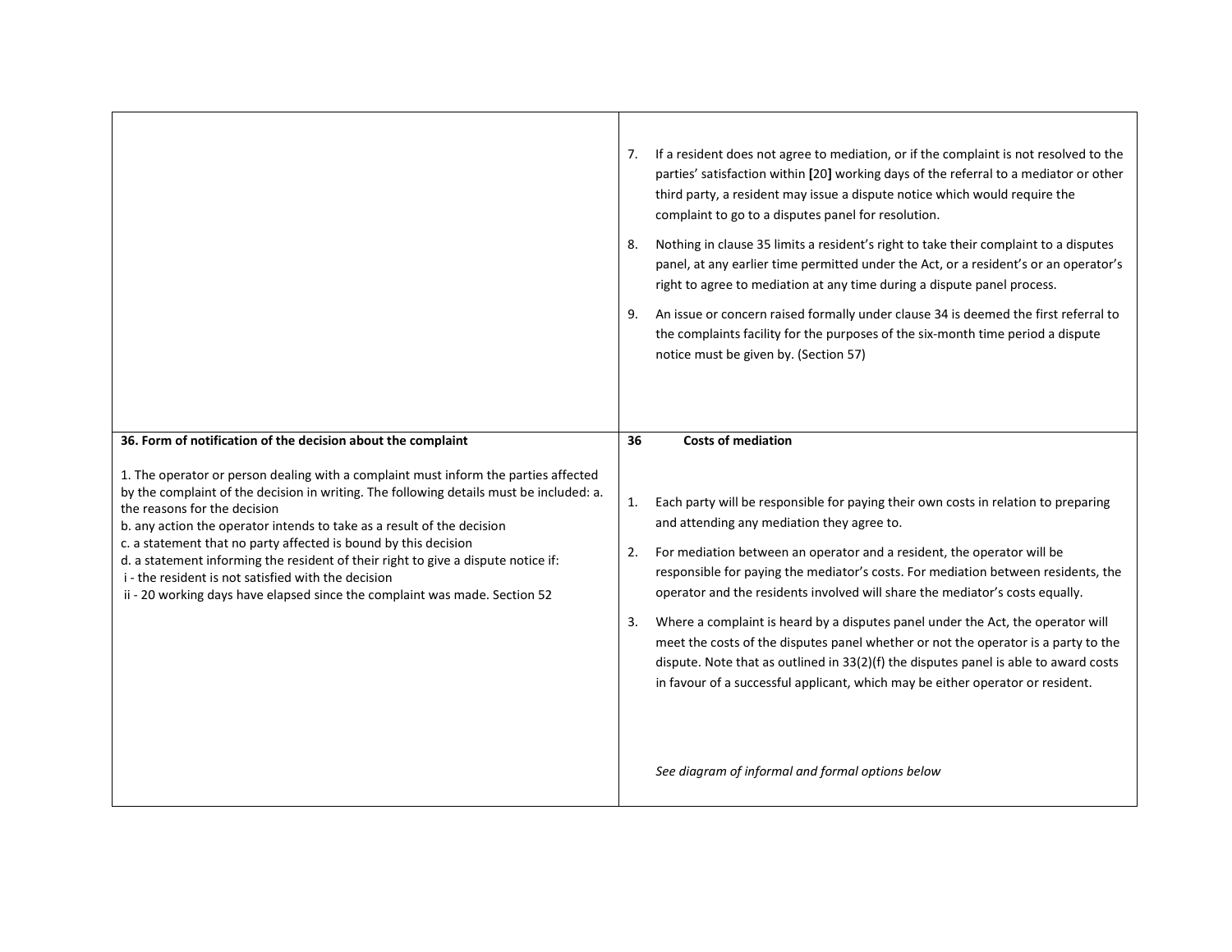| | |
|---|---|
| | 7. If a resident does not agree to mediation, or if the complaint is not resolved to the parties' satisfaction within **[**20**]** working days of the referral to a mediator or other third party, a resident may issue a dispute notice which would require the complaint to go to a disputes panel for resolution.<br><br>8. Nothing in clause 35 limits a resident's right to take their complaint to a disputes panel, at any earlier time permitted under the Act, or a resident's or an operator's right to agree to mediation at any time during a dispute panel process.<br><br>9. An issue or concern raised formally under clause 34 is deemed the first referral to the complaints facility for the purposes of the six-month time period a dispute notice must be given by. (Section 57) |
| **36. Form of notification of the decision about the complaint**<br><br>1. The operator or person dealing with a complaint must inform the parties affected by the complaint of the decision in writing. The following details must be included: a. the reasons for the decision<br>b. any action the operator intends to take as a result of the decision<br>c. a statement that no party affected is bound by this decision<br>d. a statement informing the resident of their right to give a dispute notice if:<br>i - the resident is not satisfied with the decision<br>ii - 20 working days have elapsed since the complaint was made. Section 52 | **36 Costs of mediation**<br><br>1. Each party will be responsible for paying their own costs in relation to preparing and attending any mediation they agree to.<br><br>2. For mediation between an operator and a resident, the operator will be responsible for paying the mediator's costs. For mediation between residents, the operator and the residents involved will share the mediator's costs equally.<br><br>3. Where a complaint is heard by a disputes panel under the Act, the operator will meet the costs of the disputes panel whether or not the operator is a party to the dispute. Note that as outlined in 33(2)(f) the disputes panel is able to award costs in favour of a successful applicant, which may be either operator or resident.<br><br>*See diagram of informal and formal options below* |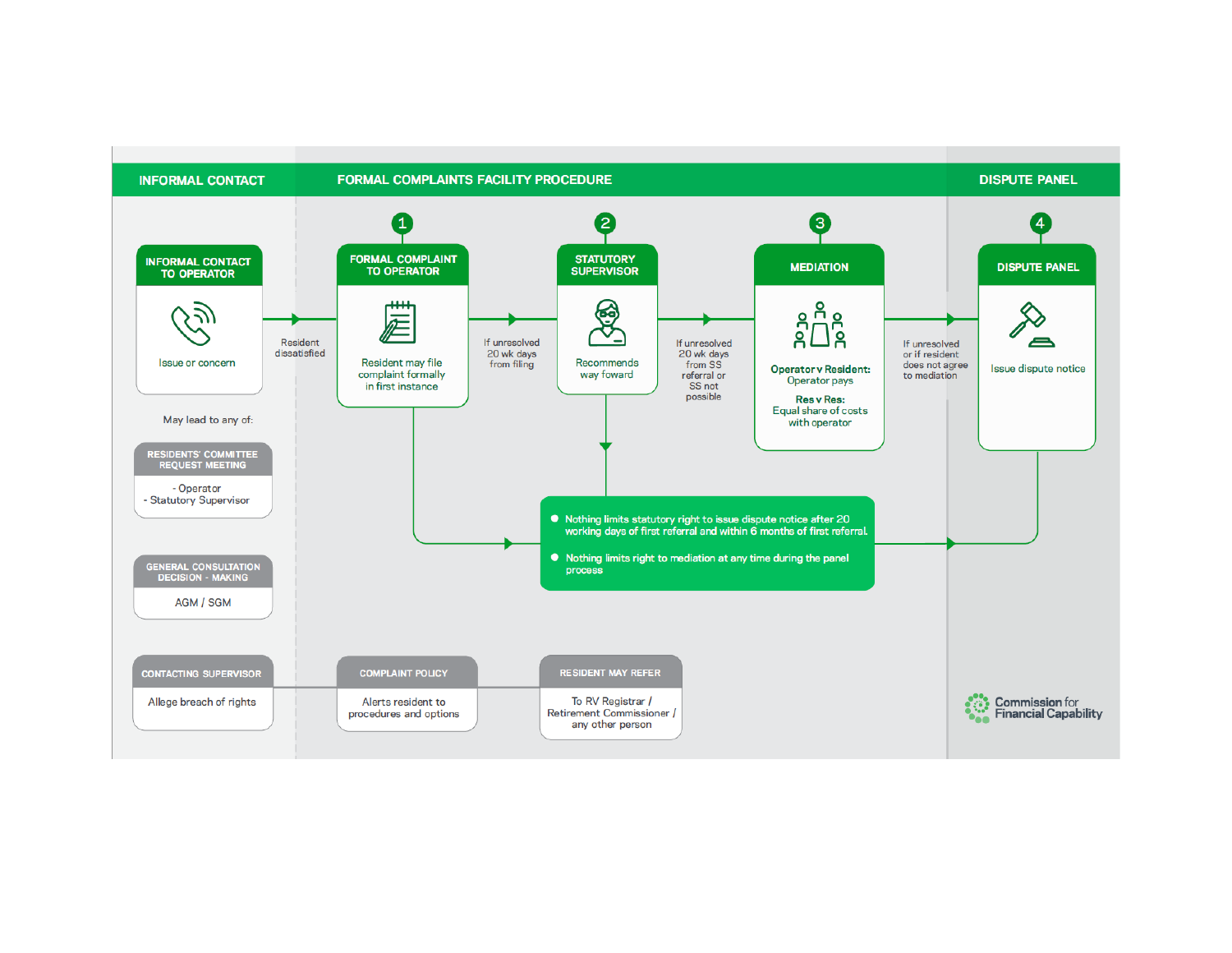## INFORMAL CONTACT

### INFORMAL CONTACT TO OPERATOR

Issue or concern

Resident dissatisfied

May lead to any of:

**RESIDENTS' COMMITTEE REQUEST MEETING**

- Operator
- Statutory Supervisor

**GENERAL CONSULTATION DECISION - MAKING**

AGM / SGM

**CONTACTING SUPERVISOR**

Allege breach of rights

## FORMAL COMPLAINTS FACILITY PROCEDURE

### 1 FORMAL COMPLAINT TO OPERATOR

Resident may file complaint formally in first instance

If unresolved 20 wk days from filing

### 2 STATUTORY SUPERVISOR

Recommends way foward

If unresolved 20 wk days from SS referral or SS not possible

### 3 MEDIATION

**Operator v Resident:** Operator pays

**Res v Res:** Equal share of costs with operator

If unresolved or if resident does not agree to mediation

- Nothing limits statutory right to issue dispute notice after 20 working days of first referral and within 6 months of first referral.
- Nothing limits right to mediation at any time during the panel process

**COMPLAINT POLICY**

Alerts resident to procedures and options

**RESIDENT MAY REFER**

To RV Registrar / Retirement Commissioner / any other person

## DISPUTE PANEL

### 4 DISPUTE PANEL

Issue dispute notice

Commission for Financial Capability